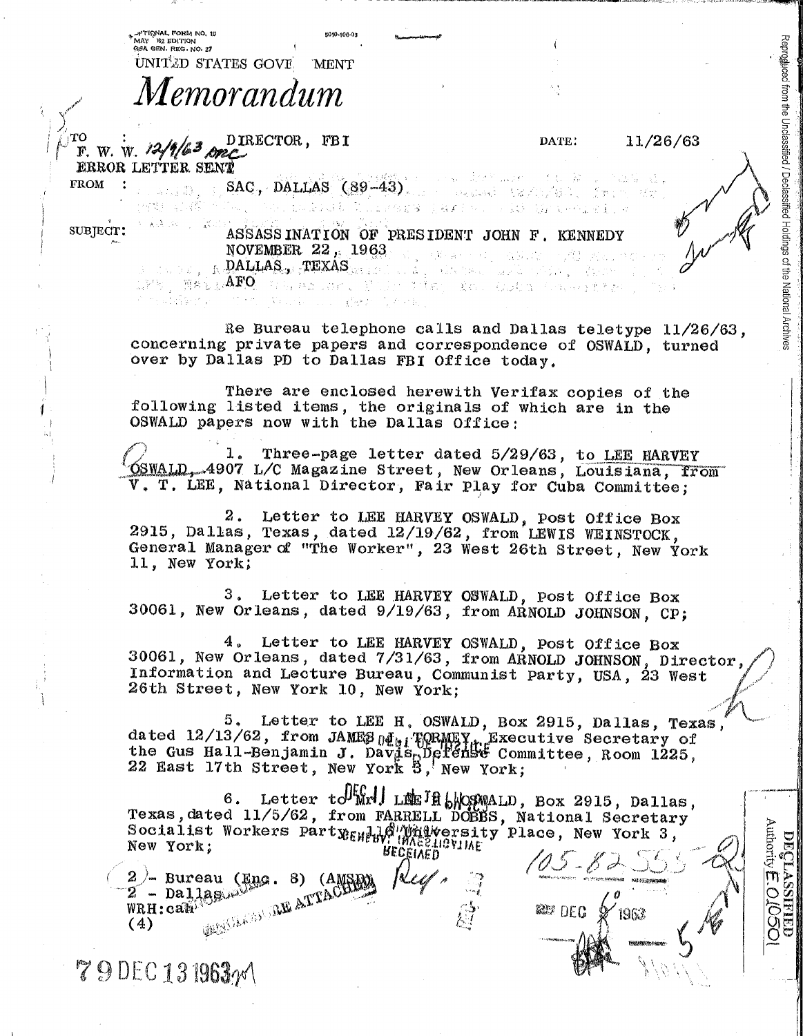OPTIONAL FORM NO. 10
MAY 1962 EDITION
GSA GEN. REG. NO. 27

5010-106-03

UNITED STATES GOVERNMENT

# *Memorandum*

TO : DIRECTOR, FBI

F. W. W. 12/9/63 DRC
ERROR LETTER SENT

DATE: 11/26/63

FROM : SAC, DALLAS (89-43)

SUBJECT: ASSASSINATION OF PRESIDENT JOHN F. KENNEDY
NOVEMBER 22, 1963
DALLAS, TEXAS
AFO

Re Bureau telephone calls and Dallas teletype 11/26/63, concerning private papers and correspondence of OSWALD, turned over by Dallas PD to Dallas FBI Office today.

There are enclosed herewith Verifax copies of the following listed items, the originals of which are in the OSWALD papers now with the Dallas Office:

1. Three-page letter dated 5/29/63, to LEE HARVEY OSWALD, 4907 L/C Magazine Street, New Orleans, Louisiana, from V. T. LEE, National Director, Fair Play for Cuba Committee;

2. Letter to LEE HARVEY OSWALD, Post Office Box 2915, Dallas, Texas, dated 12/19/62, from LEWIS WEINSTOCK, General Manager of "The Worker", 23 West 26th Street, New York 11, New York;

3. Letter to LEE HARVEY OSWALD, Post Office Box 30061, New Orleans, dated 9/19/63, from ARNOLD JOHNSON, CP;

4. Letter to LEE HARVEY OSWALD, Post Office Box 30061, New Orleans, dated 7/31/63, from ARNOLD JOHNSON, Director, Information and Lecture Bureau, Communist Party, USA, 23 West 26th Street, New York 10, New York;

5. Letter to LEE H. OSWALD, Box 2915, Dallas, Texas, dated 12/13/62, from JAMES J. TORMEY, Executive Secretary of the Gus Hall-Benjamin J. Davis Defense Committee, Room 1225, 22 East 17th Street, New York 3, New York;

6. Letter to Mr. LEE H. OSWALD, Box 2915, Dallas, Texas, dated 11/5/62, from FARRELL DOBBS, National Secretary Socialist Workers Party, 116 University Place, New York 3, New York;

2 - Bureau (Enc. 8) (AMSD)
2 - Dallas
WRH:cah
(4)

ENCLOSURE ATTACHED

105-82555

DEC 6 1963

79 DEC 13 1963

DECLASSIFIED
Authority E.O.10501

Reproduced from the Unclassified / Declassified Holdings of the National Archives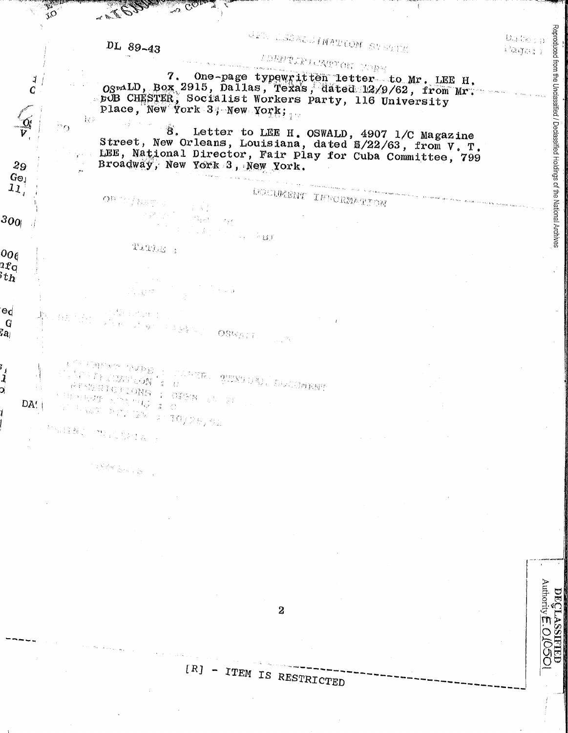DL 89-43

7. One-page typewritten letter to Mr. LEE H. OSWALD, Box 2915, Dallas, Texas, dated 12/9/62, from Mr. BOB CHESTER, Socialist Workers Party, 116 University Place, New York 3, New York;

8. Letter to LEE H. OSWALD, 4907 1/C Magazine Street, New Orleans, Louisiana, dated 5/22/63, from V. T. LEE, National Director, Fair Play for Cuba Committee, 799 Broadway, New York 3, New York.

[R] - ITEM IS RESTRICTED